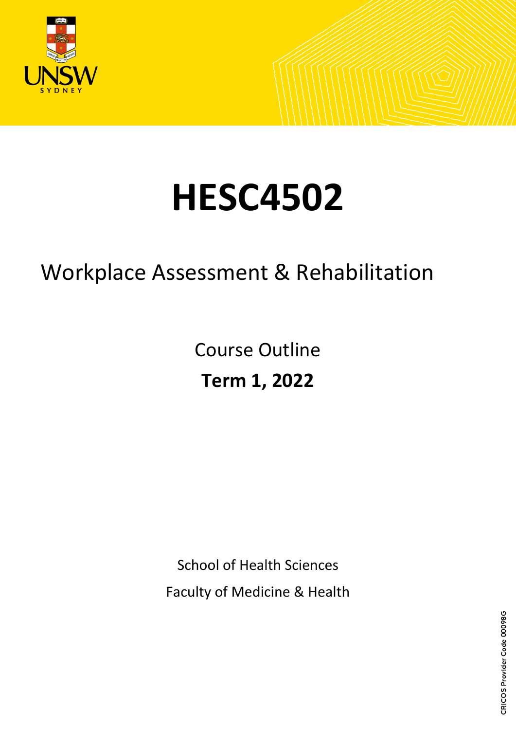# HESC4502

## Workplace Assessment & Rehabilitation

Course Outline

**Term 1, 2022**

School of Health Sciences

Faculty of Medicine & Health

CRICOS Provider Code 00098G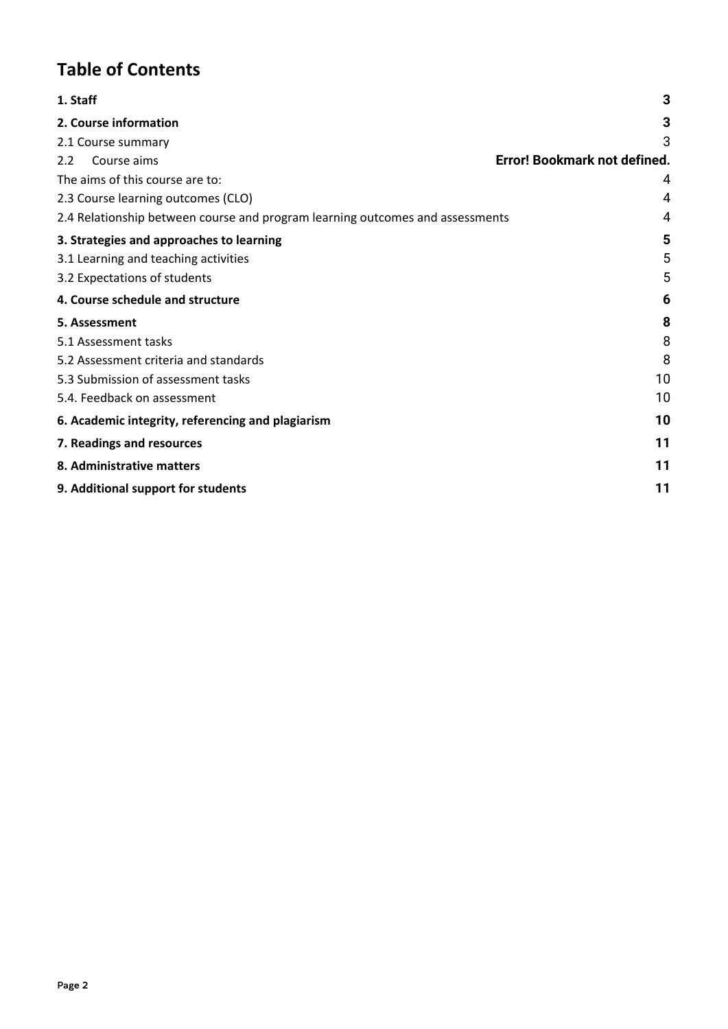# Table of Contents

| | |
|---|---|
| **1. Staff** | **3** |
| **2. Course information** | **3** |
| 2.1 Course summary | 3 |
| 2.2 Course aims | **Error! Bookmark not defined.** |
| The aims of this course are to: | 4 |
| 2.3 Course learning outcomes (CLO) | 4 |
| 2.4 Relationship between course and program learning outcomes and assessments | 4 |
| **3. Strategies and approaches to learning** | **5** |
| 3.1 Learning and teaching activities | 5 |
| 3.2 Expectations of students | 5 |
| **4. Course schedule and structure** | **6** |
| **5. Assessment** | **8** |
| 5.1 Assessment tasks | 8 |
| 5.2 Assessment criteria and standards | 8 |
| 5.3 Submission of assessment tasks | 10 |
| 5.4. Feedback on assessment | 10 |
| **6. Academic integrity, referencing and plagiarism** | **10** |
| **7. Readings and resources** | **11** |
| **8. Administrative matters** | **11** |
| **9. Additional support for students** | **11** |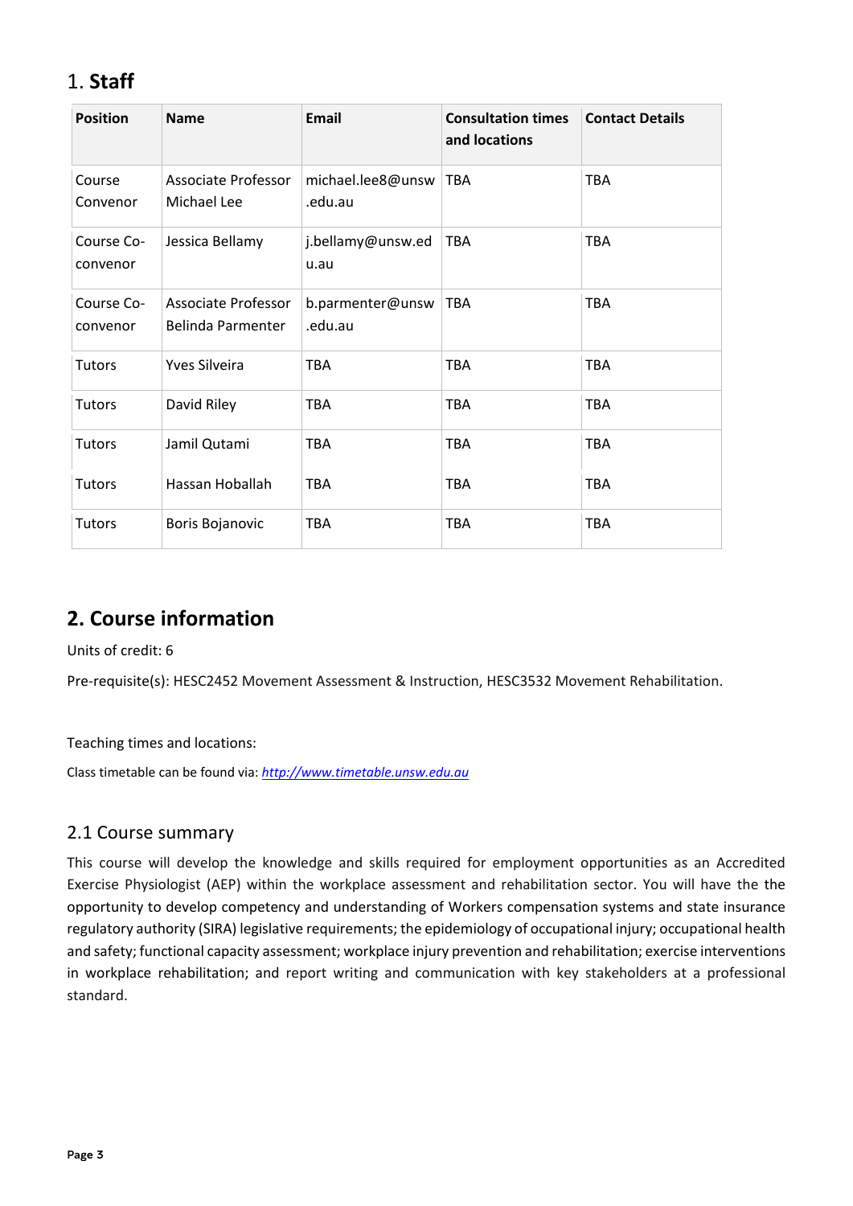# 1. **Staff**

| Position | Name | Email | Consultation times and locations | Contact Details |
|---|---|---|---|---|
| Course Convenor | Associate Professor Michael Lee | michael.lee8@unsw.edu.au | TBA | TBA |
| Course Co-convenor | Jessica Bellamy | j.bellamy@unsw.edu.au | TBA | TBA |
| Course Co-convenor | Associate Professor Belinda Parmenter | b.parmenter@unsw.edu.au | TBA | TBA |
| Tutors | Yves Silveira | TBA | TBA | TBA |
| Tutors | David Riley | TBA | TBA | TBA |
| Tutors | Jamil Qutami | TBA | TBA | TBA |
| Tutors | Hassan Hoballah | TBA | TBA | TBA |
| Tutors | Boris Bojanovic | TBA | TBA | TBA |

# 2. Course information

Units of credit: 6

Pre-requisite(s): HESC2452 Movement Assessment & Instruction, HESC3532 Movement Rehabilitation.

Teaching times and locations:

Class timetable can be found via: *http://www.timetable.unsw.edu.au*

## 2.1 Course summary

This course will develop the knowledge and skills required for employment opportunities as an Accredited Exercise Physiologist (AEP) within the workplace assessment and rehabilitation sector. You will have the the opportunity to develop competency and understanding of Workers compensation systems and state insurance regulatory authority (SIRA) legislative requirements; the epidemiology of occupational injury; occupational health and safety; functional capacity assessment; workplace injury prevention and rehabilitation; exercise interventions in workplace rehabilitation; and report writing and communication with key stakeholders at a professional standard.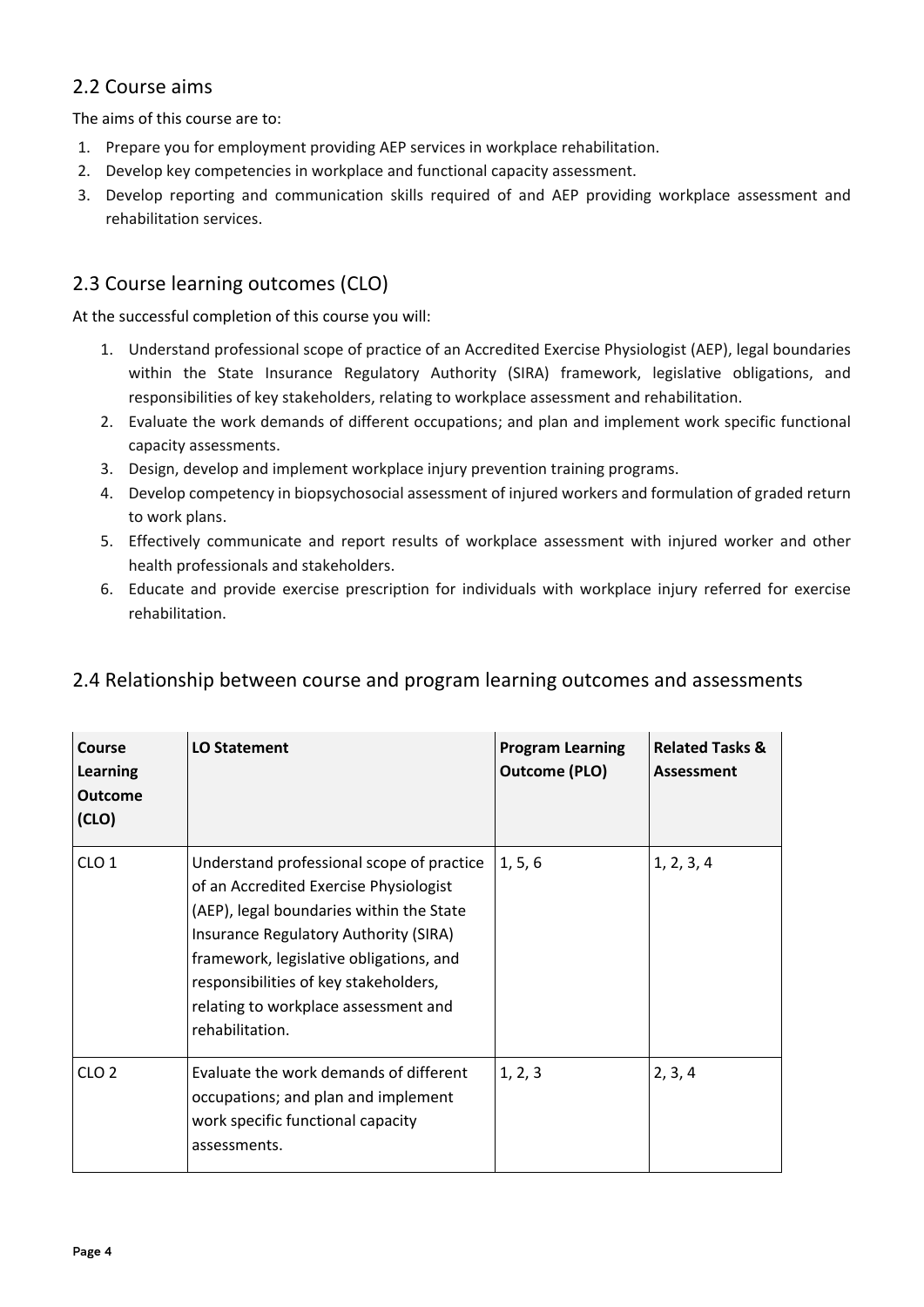## 2.2 Course aims

The aims of this course are to:

1. Prepare you for employment providing AEP services in workplace rehabilitation.
2. Develop key competencies in workplace and functional capacity assessment.
3. Develop reporting and communication skills required of and AEP providing workplace assessment and rehabilitation services.

## 2.3 Course learning outcomes (CLO)

At the successful completion of this course you will:

1. Understand professional scope of practice of an Accredited Exercise Physiologist (AEP), legal boundaries within the State Insurance Regulatory Authority (SIRA) framework, legislative obligations, and responsibilities of key stakeholders, relating to workplace assessment and rehabilitation.
2. Evaluate the work demands of different occupations; and plan and implement work specific functional capacity assessments.
3. Design, develop and implement workplace injury prevention training programs.
4. Develop competency in biopsychosocial assessment of injured workers and formulation of graded return to work plans.
5. Effectively communicate and report results of workplace assessment with injured worker and other health professionals and stakeholders.
6. Educate and provide exercise prescription for individuals with workplace injury referred for exercise rehabilitation.

## 2.4 Relationship between course and program learning outcomes and assessments

| Course Learning Outcome (CLO) | LO Statement | Program Learning Outcome (PLO) | Related Tasks & Assessment |
|---|---|---|---|
| CLO 1 | Understand professional scope of practice of an Accredited Exercise Physiologist (AEP), legal boundaries within the State Insurance Regulatory Authority (SIRA) framework, legislative obligations, and responsibilities of key stakeholders, relating to workplace assessment and rehabilitation. | 1, 5, 6 | 1, 2, 3, 4 |
| CLO 2 | Evaluate the work demands of different occupations; and plan and implement work specific functional capacity assessments. | 1, 2, 3 | 2, 3, 4 |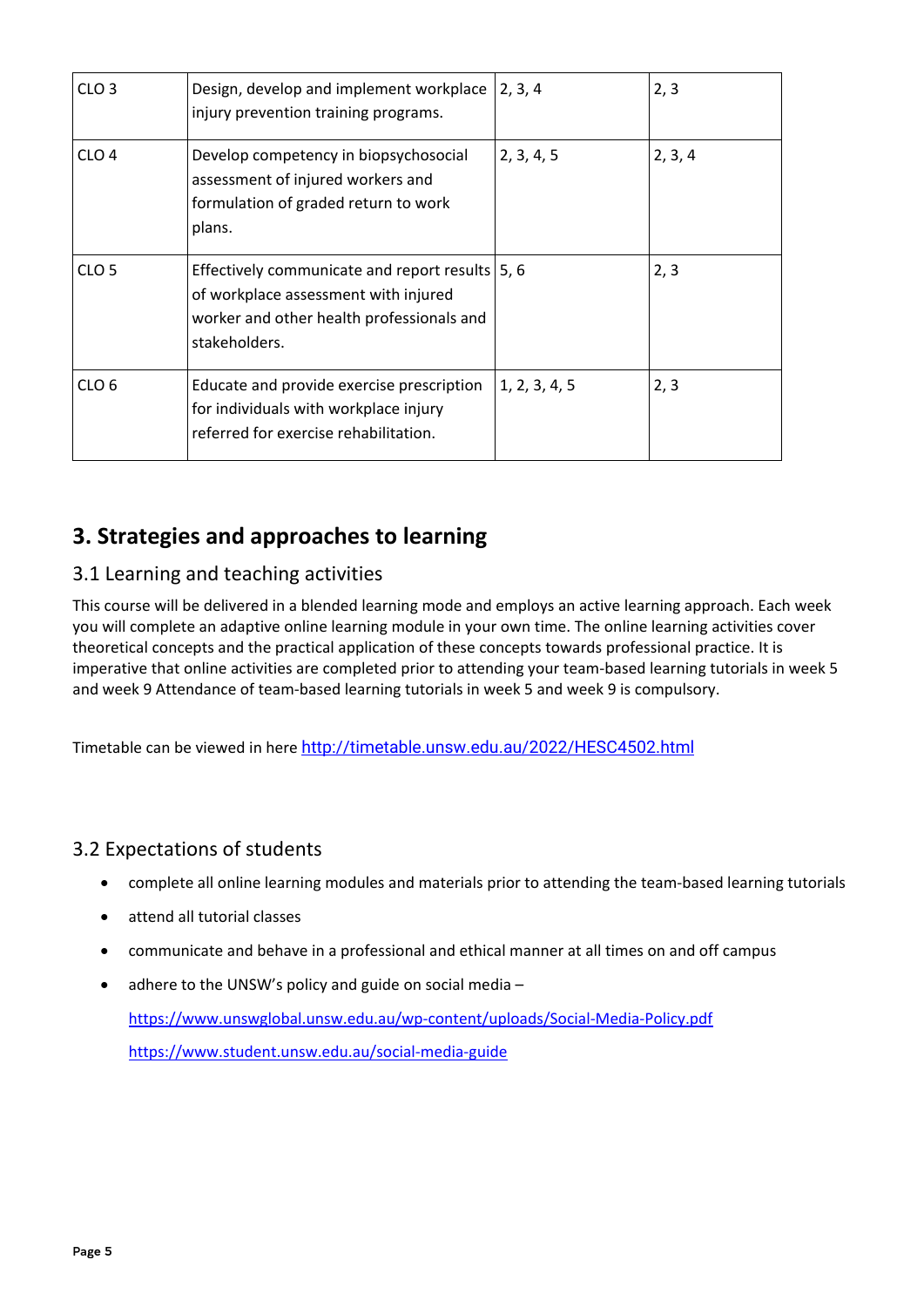| CLO 3 | Design, develop and implement workplace injury prevention training programs. | 2, 3, 4 | 2, 3 |
|---|---|---|---|
| CLO 4 | Develop competency in biopsychosocial assessment of injured workers and formulation of graded return to work plans. | 2, 3, 4, 5 | 2, 3, 4 |
| CLO 5 | Effectively communicate and report results of workplace assessment with injured worker and other health professionals and stakeholders. | 5, 6 | 2, 3 |
| CLO 6 | Educate and provide exercise prescription for individuals with workplace injury referred for exercise rehabilitation. | 1, 2, 3, 4, 5 | 2, 3 |

## 3. Strategies and approaches to learning

### 3.1 Learning and teaching activities

This course will be delivered in a blended learning mode and employs an active learning approach. Each week you will complete an adaptive online learning module in your own time. The online learning activities cover theoretical concepts and the practical application of these concepts towards professional practice. It is imperative that online activities are completed prior to attending your team-based learning tutorials in week 5 and week 9 Attendance of team-based learning tutorials in week 5 and week 9 is compulsory.

Timetable can be viewed in here http://timetable.unsw.edu.au/2022/HESC4502.html

### 3.2 Expectations of students

- complete all online learning modules and materials prior to attending the team-based learning tutorials
- attend all tutorial classes
- communicate and behave in a professional and ethical manner at all times on and off campus
- adhere to the UNSW's policy and guide on social media –

  https://www.unswglobal.unsw.edu.au/wp-content/uploads/Social-Media-Policy.pdf

  https://www.student.unsw.edu.au/social-media-guide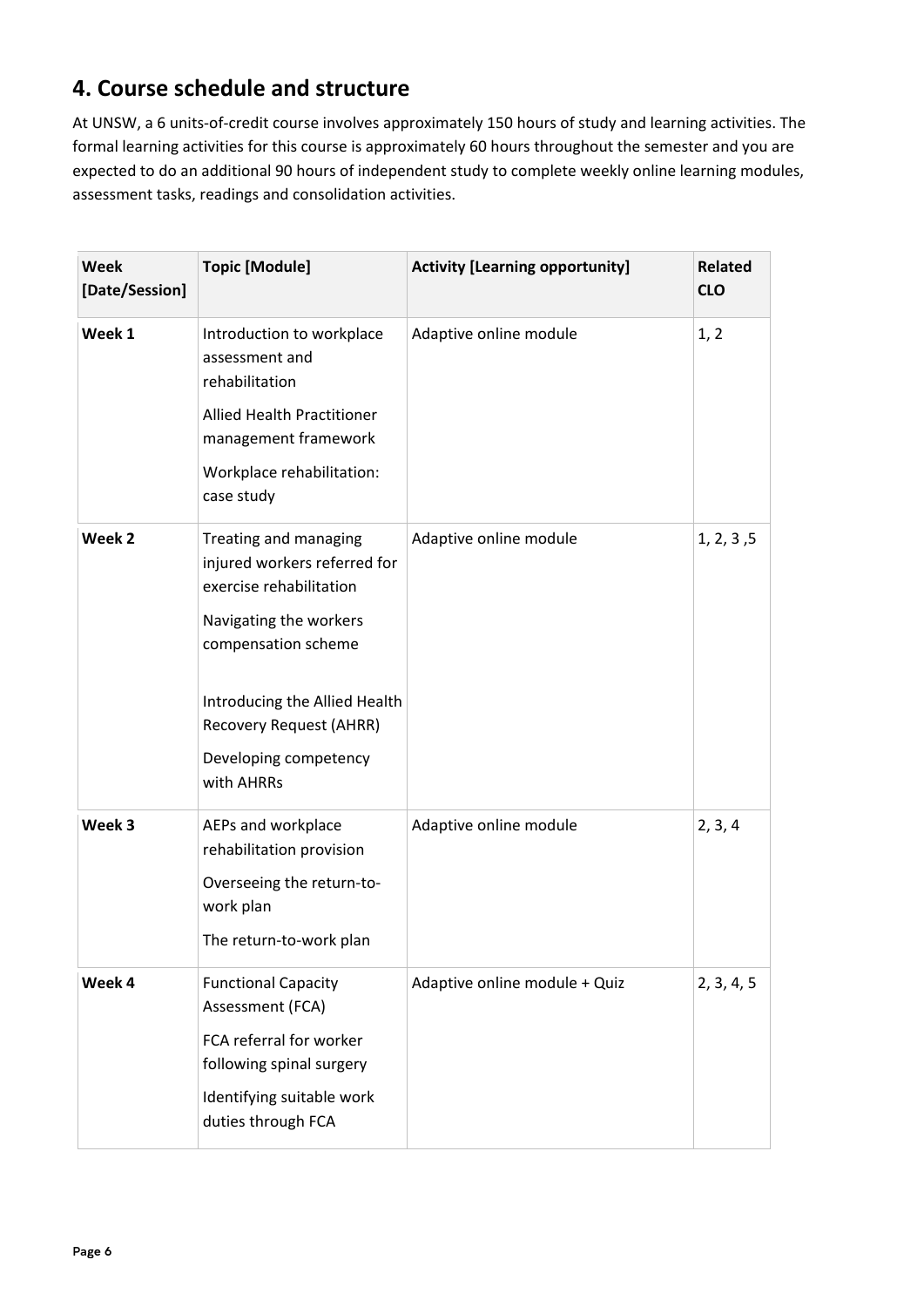## 4. Course schedule and structure

At UNSW, a 6 units-of-credit course involves approximately 150 hours of study and learning activities. The formal learning activities for this course is approximately 60 hours throughout the semester and you are expected to do an additional 90 hours of independent study to complete weekly online learning modules, assessment tasks, readings and consolidation activities.

| Week [Date/Session] | Topic [Module] | Activity [Learning opportunity] | Related CLO |
|---|---|---|---|
| **Week 1** | Introduction to workplace assessment and rehabilitation<br><br>Allied Health Practitioner management framework<br><br>Workplace rehabilitation: case study | Adaptive online module | 1, 2 |
| **Week 2** | Treating and managing injured workers referred for exercise rehabilitation<br><br>Navigating the workers compensation scheme<br><br>Introducing the Allied Health Recovery Request (AHRR)<br><br>Developing competency with AHRRs | Adaptive online module | 1, 2, 3 ,5 |
| **Week 3** | AEPs and workplace rehabilitation provision<br><br>Overseeing the return-to-work plan<br><br>The return-to-work plan | Adaptive online module | 2, 3, 4 |
| **Week 4** | Functional Capacity Assessment (FCA)<br><br>FCA referral for worker following spinal surgery<br><br>Identifying suitable work duties through FCA | Adaptive online module + Quiz | 2, 3, 4, 5 |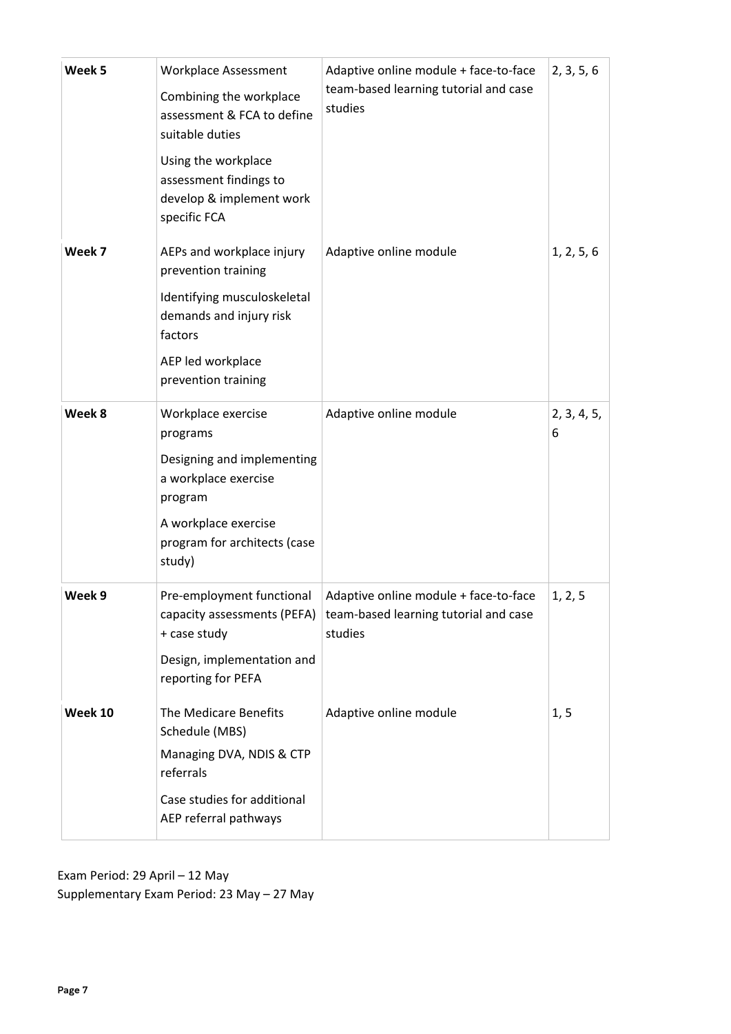| | | | |
|---|---|---|---|
| **Week 5** | Workplace Assessment<br>Combining the workplace assessment & FCA to define suitable duties<br>Using the workplace assessment findings to develop & implement work specific FCA | Adaptive online module + face-to-face team-based learning tutorial and case studies | 2, 3, 5, 6 |
| **Week 7** | AEPs and workplace injury prevention training<br>Identifying musculoskeletal demands and injury risk factors<br>AEP led workplace prevention training | Adaptive online module | 1, 2, 5, 6 |
| **Week 8** | Workplace exercise programs<br>Designing and implementing a workplace exercise program<br>A workplace exercise program for architects (case study) | Adaptive online module | 2, 3, 4, 5, 6 |
| **Week 9** | Pre-employment functional capacity assessments (PEFA) + case study<br>Design, implementation and reporting for PEFA | Adaptive online module + face-to-face team-based learning tutorial and case studies | 1, 2, 5 |
| **Week 10** | The Medicare Benefits Schedule (MBS)<br>Managing DVA, NDIS & CTP referrals<br>Case studies for additional AEP referral pathways | Adaptive online module | 1, 5 |

Exam Period: 29 April – 12 May
Supplementary Exam Period: 23 May – 27 May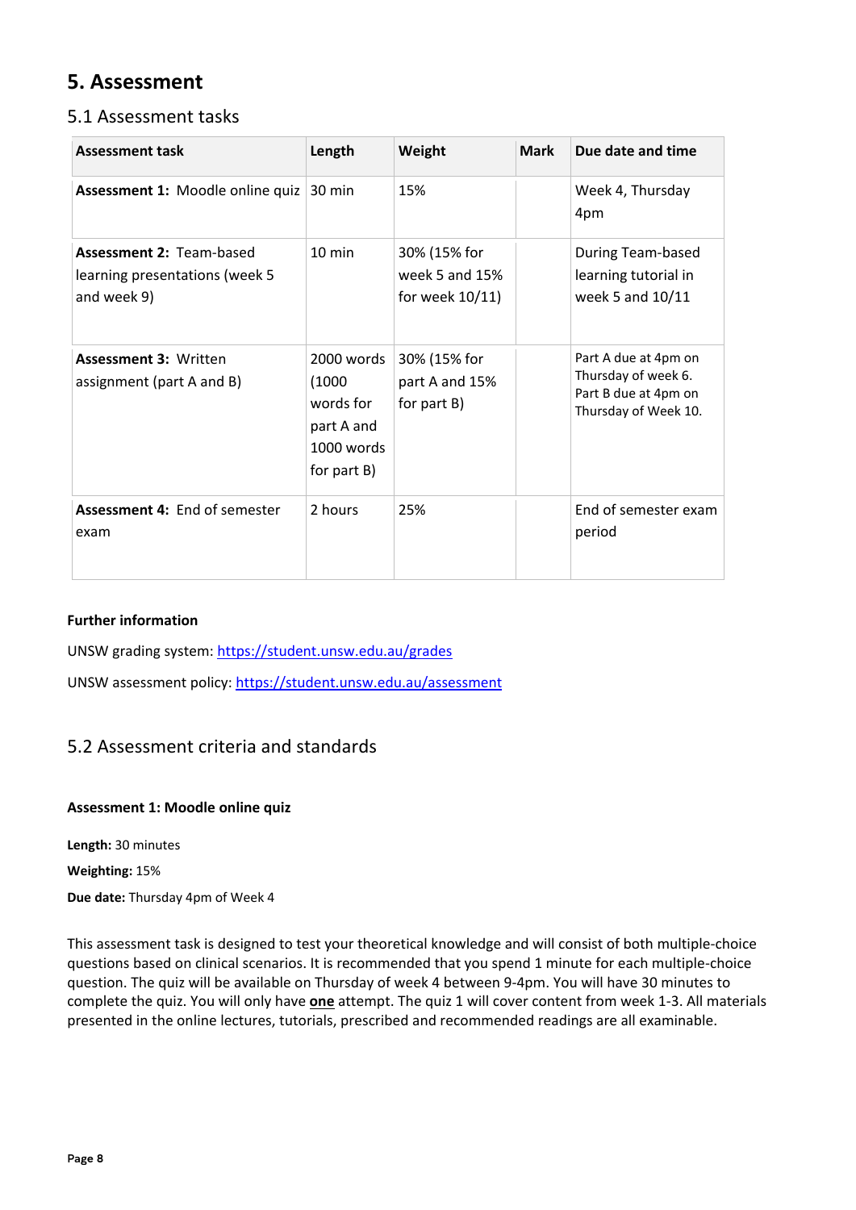# 5. Assessment

## 5.1 Assessment tasks

| Assessment task | Length | Weight | Mark | Due date and time |
|---|---|---|---|---|
| **Assessment 1:** Moodle online quiz | 30 min | 15% | | Week 4, Thursday 4pm |
| **Assessment 2:** Team-based learning presentations (week 5 and week 9) | 10 min | 30% (15% for week 5 and 15% for week 10/11) | | During Team-based learning tutorial in week 5 and 10/11 |
| **Assessment 3:** Written assignment (part A and B) | 2000 words (1000 words for part A and 1000 words for part B) | 30% (15% for part A and 15% for part B) | | Part A due at 4pm on Thursday of week 6. Part B due at 4pm on Thursday of Week 10. |
| **Assessment 4:** End of semester exam | 2 hours | 25% | | End of semester exam period |

**Further information**

UNSW grading system: https://student.unsw.edu.au/grades

UNSW assessment policy: https://student.unsw.edu.au/assessment

## 5.2 Assessment criteria and standards

**Assessment 1: Moodle online quiz**

**Length:** 30 minutes

**Weighting:** 15%

**Due date:** Thursday 4pm of Week 4

This assessment task is designed to test your theoretical knowledge and will consist of both multiple-choice questions based on clinical scenarios. It is recommended that you spend 1 minute for each multiple-choice question. The quiz will be available on Thursday of week 4 between 9-4pm. You will have 30 minutes to complete the quiz. You will only have **one** attempt. The quiz 1 will cover content from week 1-3. All materials presented in the online lectures, tutorials, prescribed and recommended readings are all examinable.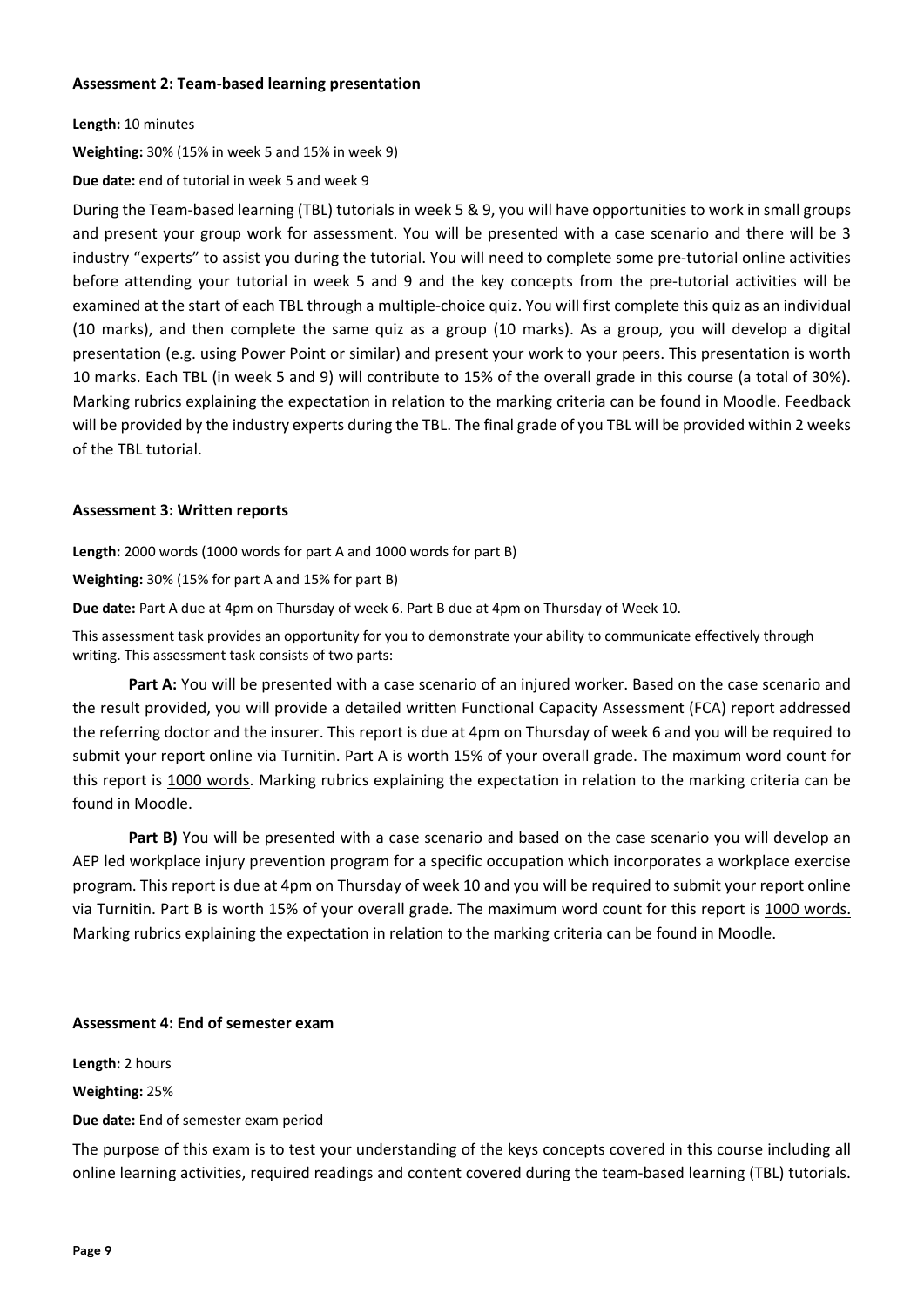**Assessment 2: Team-based learning presentation**

**Length:** 10 minutes

**Weighting:** 30% (15% in week 5 and 15% in week 9)

**Due date:** end of tutorial in week 5 and week 9

During the Team-based learning (TBL) tutorials in week 5 & 9, you will have opportunities to work in small groups and present your group work for assessment. You will be presented with a case scenario and there will be 3 industry "experts" to assist you during the tutorial. You will need to complete some pre-tutorial online activities before attending your tutorial in week 5 and 9 and the key concepts from the pre-tutorial activities will be examined at the start of each TBL through a multiple-choice quiz. You will first complete this quiz as an individual (10 marks), and then complete the same quiz as a group (10 marks). As a group, you will develop a digital presentation (e.g. using Power Point or similar) and present your work to your peers. This presentation is worth 10 marks. Each TBL (in week 5 and 9) will contribute to 15% of the overall grade in this course (a total of 30%). Marking rubrics explaining the expectation in relation to the marking criteria can be found in Moodle. Feedback will be provided by the industry experts during the TBL. The final grade of you TBL will be provided within 2 weeks of the TBL tutorial.

**Assessment 3: Written reports**

**Length:** 2000 words (1000 words for part A and 1000 words for part B)

**Weighting:** 30% (15% for part A and 15% for part B)

**Due date:** Part A due at 4pm on Thursday of week 6. Part B due at 4pm on Thursday of Week 10.

This assessment task provides an opportunity for you to demonstrate your ability to communicate effectively through writing. This assessment task consists of two parts:

**Part A:** You will be presented with a case scenario of an injured worker. Based on the case scenario and the result provided, you will provide a detailed written Functional Capacity Assessment (FCA) report addressed the referring doctor and the insurer. This report is due at 4pm on Thursday of week 6 and you will be required to submit your report online via Turnitin. Part A is worth 15% of your overall grade. The maximum word count for this report is <u>1000 words</u>. Marking rubrics explaining the expectation in relation to the marking criteria can be found in Moodle.

**Part B)** You will be presented with a case scenario and based on the case scenario you will develop an AEP led workplace injury prevention program for a specific occupation which incorporates a workplace exercise program. This report is due at 4pm on Thursday of week 10 and you will be required to submit your report online via Turnitin. Part B is worth 15% of your overall grade. The maximum word count for this report is <u>1000 words.</u> Marking rubrics explaining the expectation in relation to the marking criteria can be found in Moodle.

**Assessment 4: End of semester exam**

**Length:** 2 hours

**Weighting:** 25%

**Due date:** End of semester exam period

The purpose of this exam is to test your understanding of the keys concepts covered in this course including all online learning activities, required readings and content covered during the team-based learning (TBL) tutorials.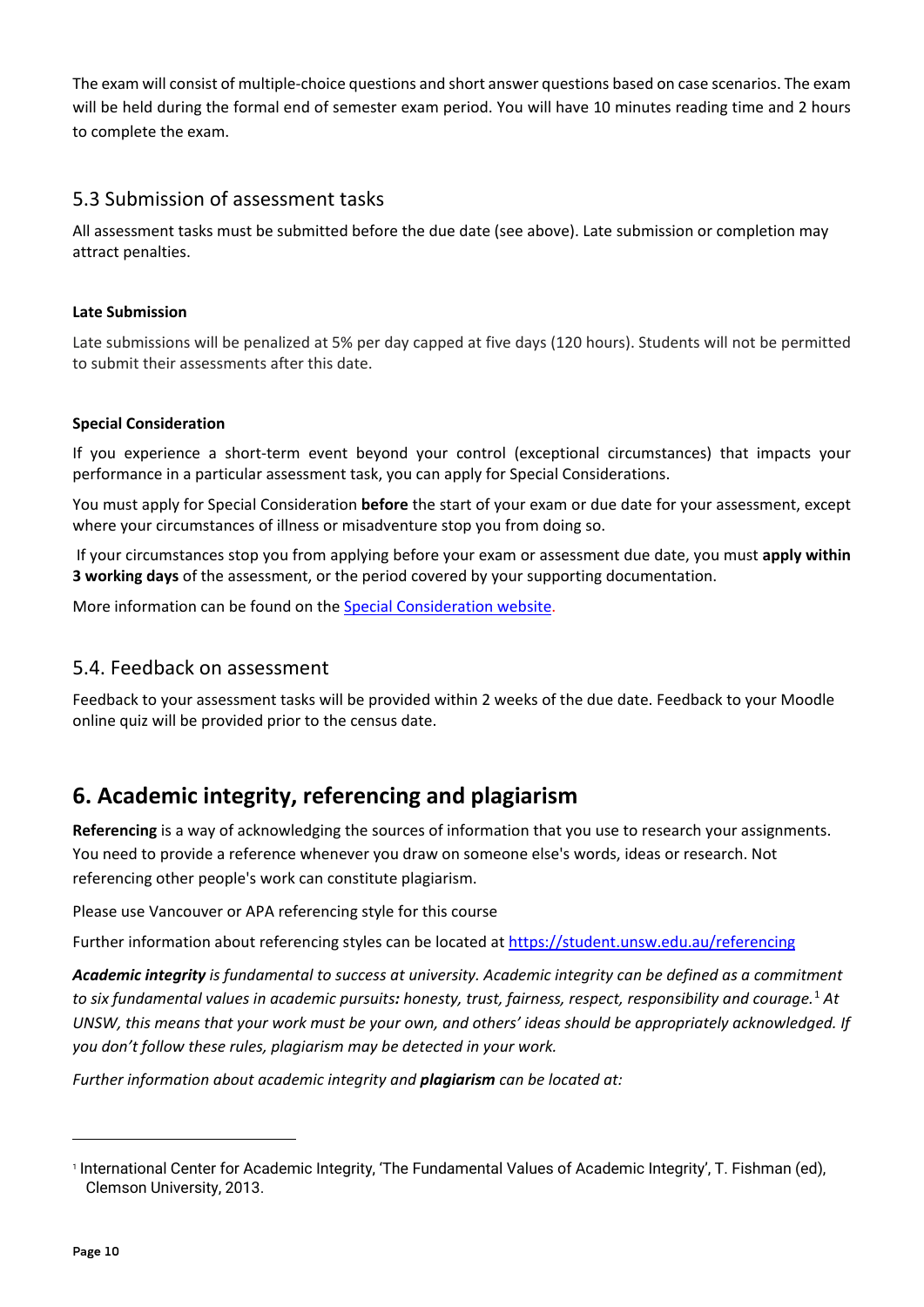The exam will consist of multiple-choice questions and short answer questions based on case scenarios. The exam will be held during the formal end of semester exam period. You will have 10 minutes reading time and 2 hours to complete the exam.

## 5.3 Submission of assessment tasks

All assessment tasks must be submitted before the due date (see above). Late submission or completion may attract penalties.

#### Late Submission

Late submissions will be penalized at 5% per day capped at five days (120 hours). Students will not be permitted to submit their assessments after this date.

#### Special Consideration

If you experience a short-term event beyond your control (exceptional circumstances) that impacts your performance in a particular assessment task, you can apply for Special Considerations.

You must apply for Special Consideration **before** the start of your exam or due date for your assessment, except where your circumstances of illness or misadventure stop you from doing so.

If your circumstances stop you from applying before your exam or assessment due date, you must **apply within 3 working days** of the assessment, or the period covered by your supporting documentation.

More information can be found on the [Special Consideration website](Special Consideration website).

## 5.4. Feedback on assessment

Feedback to your assessment tasks will be provided within 2 weeks of the due date. Feedback to your Moodle online quiz will be provided prior to the census date.

# 6. Academic integrity, referencing and plagiarism

**Referencing** is a way of acknowledging the sources of information that you use to research your assignments. You need to provide a reference whenever you draw on someone else's words, ideas or research. Not referencing other people's work can constitute plagiarism.

Please use Vancouver or APA referencing style for this course

Further information about referencing styles can be located at https://student.unsw.edu.au/referencing

***Academic integrity** is fundamental to success at university. Academic integrity can be defined as a commitment to six fundamental values in academic pursuits**:** honesty, trust, fairness, respect, responsibility and courage.*[1] *At UNSW, this means that your work must be your own, and others' ideas should be appropriately acknowledged. If you don't follow these rules, plagiarism may be detected in your work.*

*Further information about academic integrity and **plagiarism** can be located at:*

---

[1] International Center for Academic Integrity, 'The Fundamental Values of Academic Integrity', T. Fishman (ed), Clemson University, 2013.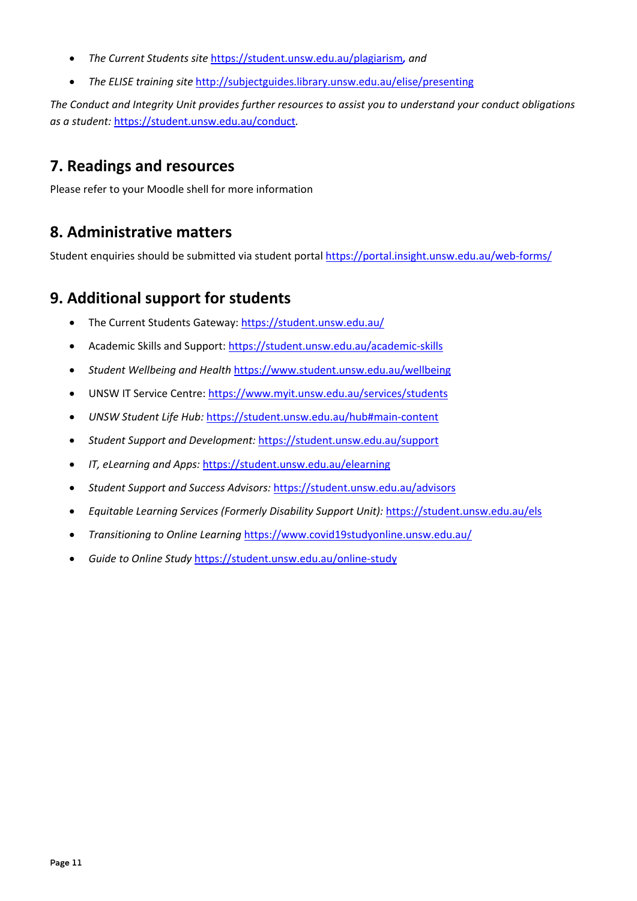- *The Current Students site* https://student.unsw.edu.au/plagiarism*, and*
- *The ELISE training site* http://subjectguides.library.unsw.edu.au/elise/presenting

*The Conduct and Integrity Unit provides further resources to assist you to understand your conduct obligations as a student:* https://student.unsw.edu.au/conduct*.*

## 7. Readings and resources

Please refer to your Moodle shell for more information

## 8. Administrative matters

Student enquiries should be submitted via student portal https://portal.insight.unsw.edu.au/web-forms/

## 9. Additional support for students

- The Current Students Gateway: https://student.unsw.edu.au/
- Academic Skills and Support: https://student.unsw.edu.au/academic-skills
- *Student Wellbeing and Health* https://www.student.unsw.edu.au/wellbeing
- UNSW IT Service Centre: https://www.myit.unsw.edu.au/services/students
- *UNSW Student Life Hub:* https://student.unsw.edu.au/hub#main-content
- *Student Support and Development:* https://student.unsw.edu.au/support
- *IT, eLearning and Apps:* https://student.unsw.edu.au/elearning
- *Student Support and Success Advisors:* https://student.unsw.edu.au/advisors
- *Equitable Learning Services (Formerly Disability Support Unit):* https://student.unsw.edu.au/els
- *Transitioning to Online Learning* https://www.covid19studyonline.unsw.edu.au/
- *Guide to Online Study* https://student.unsw.edu.au/online-study